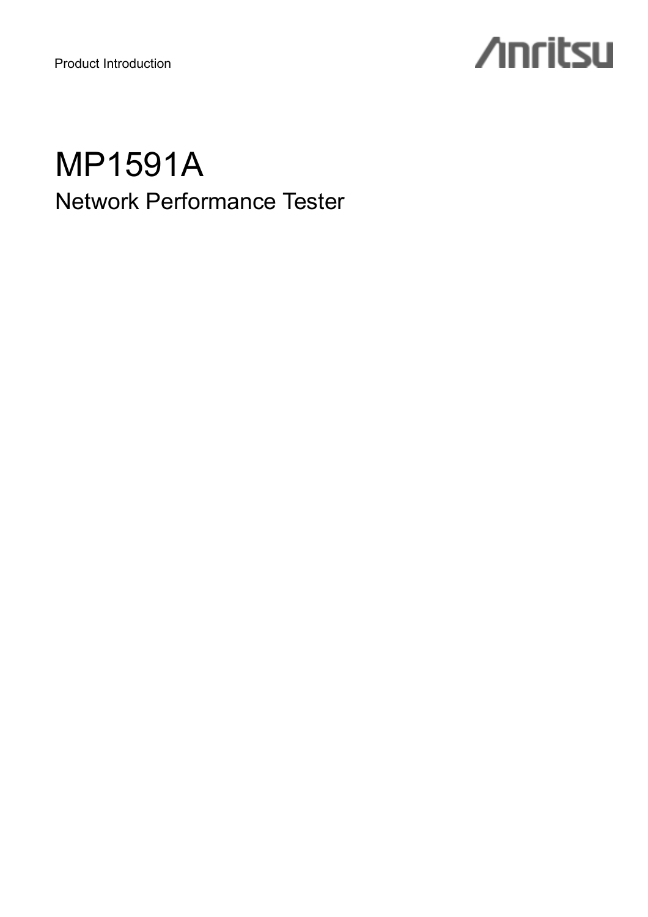Product Introduction

Anritsu

# MP1591A

## Network Performance Tester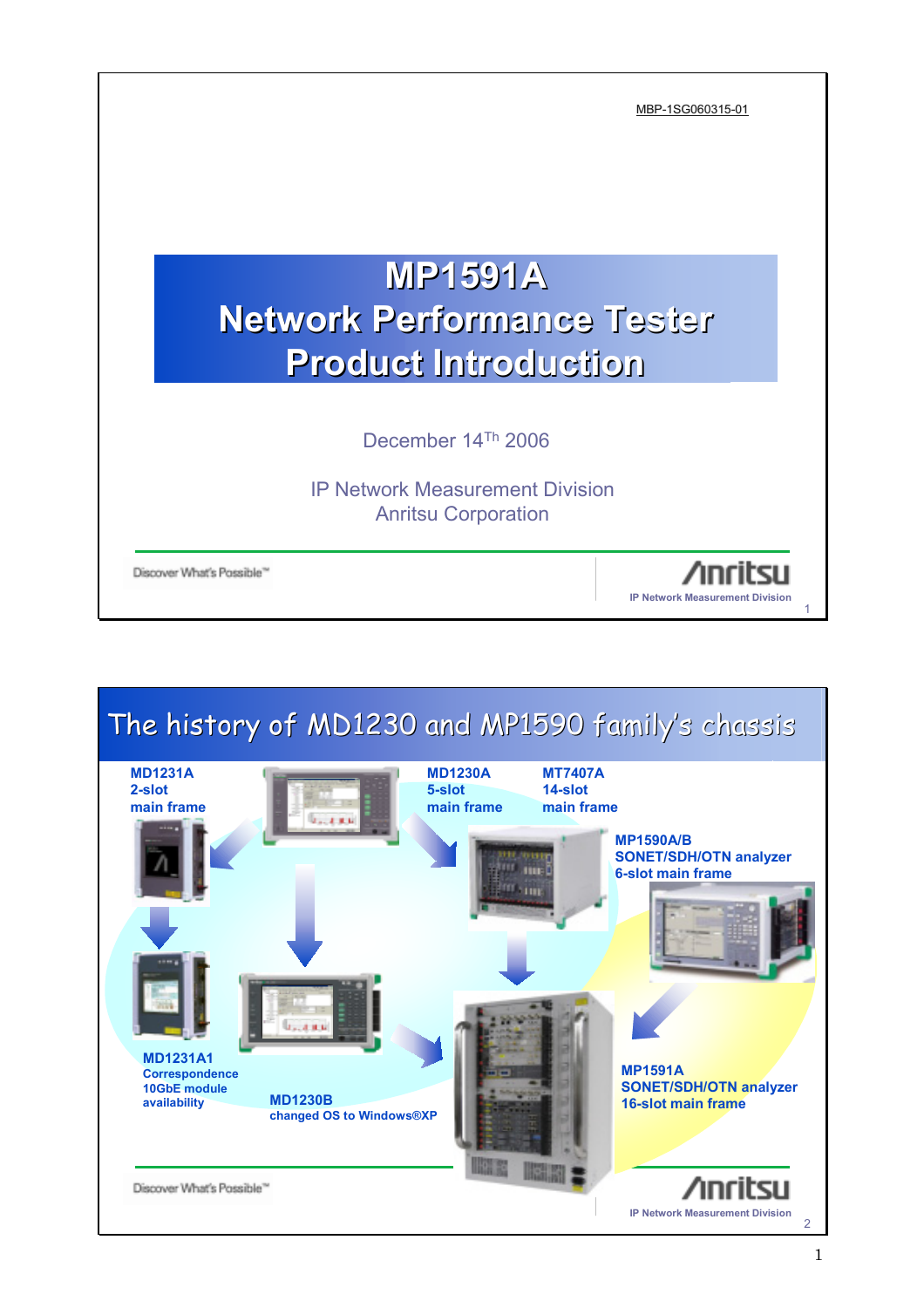MBP-1SG060315-01

# MP1591A Network Performance Tester Product Introduction

December 14Th 2006

IP Network Measurement Division
Anritsu Corporation

Discover What's Possible™

Anritsu
IP Network Measurement Division

## The history of MD1230 and MP1590 family's chassis

**MD1231A**
**2-slot**
**main frame**

**MD1230A**
**5-slot**
**main frame**

**MT7407A**
**14-slot**
**main frame**

**MP1590A/B**
**SONET/SDH/OTN analyzer**
**6-slot main frame**

**MD1231A1**
**Correspondence**
**10GbE module**
**availability**

**MD1230B**
**changed OS to Windows®XP**

**MP1591A**
**SONET/SDH/OTN analyzer**
**16-slot main frame**

Discover What's Possible™

Anritsu
IP Network Measurement Division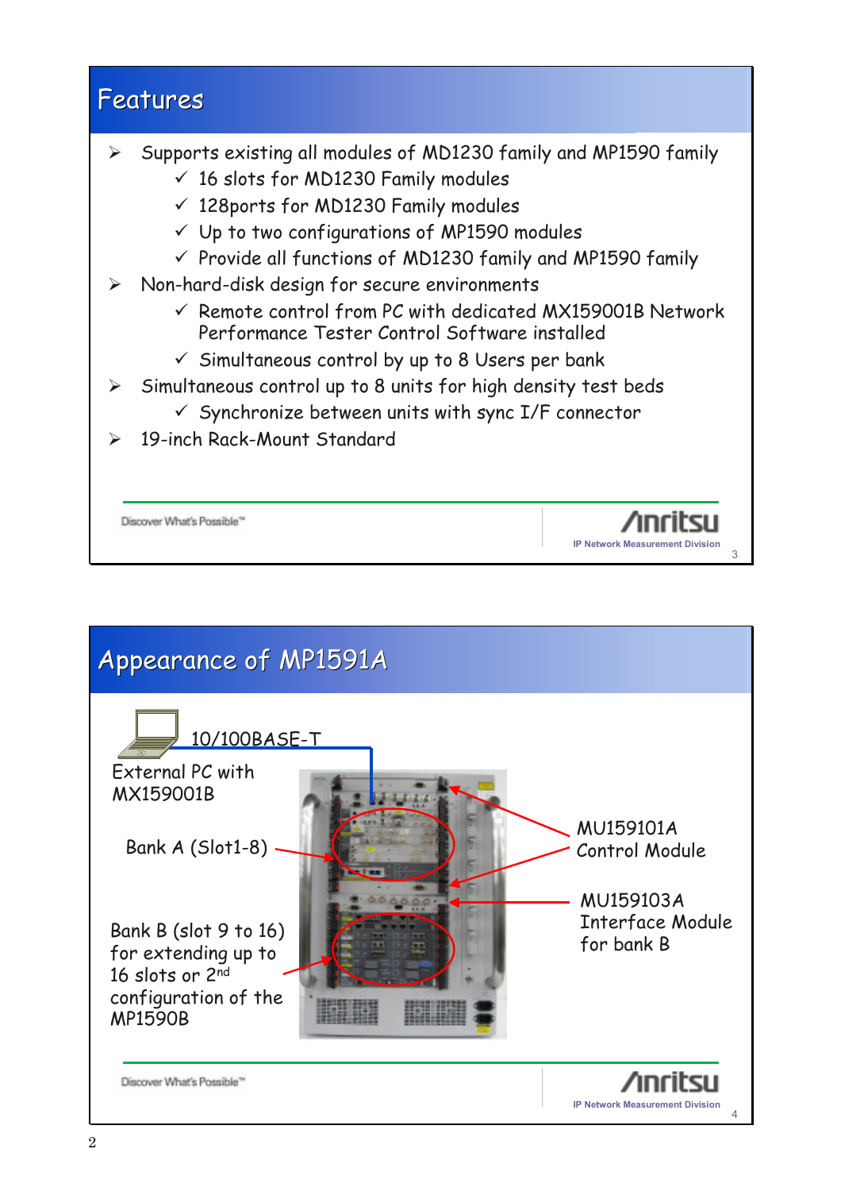## Features

- Supports existing all modules of MD1230 family and MP1590 family
  - ✓ 16 slots for MD1230 Family modules
  - ✓ 128ports for MD1230 Family modules
  - ✓ Up to two configurations of MP1590 modules
  - ✓ Provide all functions of MD1230 family and MP1590 family
- Non-hard-disk design for secure environments
  - ✓ Remote control from PC with dedicated MX159001B Network Performance Tester Control Software installed
  - ✓ Simultaneous control by up to 8 Users per bank
- Simultaneous control up to 8 units for high density test beds
  - ✓ Synchronize between units with sync I/F connector
- 19-inch Rack-Mount Standard

## Appearance of MP1591A

10/100BASE-T

External PC with MX159001B

Bank A (Slot1-8)

Bank B (slot 9 to 16) for extending up to 16 slots or 2nd configuration of the MP1590B

MU159101A Control Module

MU159103A Interface Module for bank B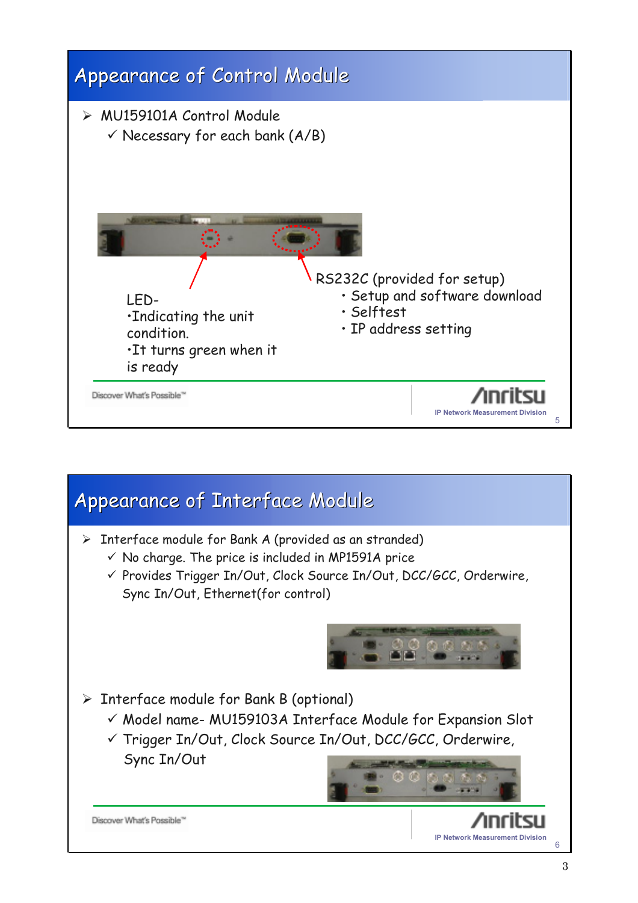## Appearance of Control Module

- MU159101A Control Module
  - ✓ Necessary for each bank (A/B)

LED-
- Indicating the unit condition.
- It turns green when it is ready

RS232C (provided for setup)
- Setup and software download
- Selftest
- IP address setting

Discover What's Possible™

Anritsu
IP Network Measurement Division

## Appearance of Interface Module

- Interface module for Bank A (provided as an stranded)
  - ✓ No charge. The price is included in MP1591A price
  - ✓ Provides Trigger In/Out, Clock Source In/Out, DCC/GCC, Orderwire, Sync In/Out, Ethernet(for control)
- Interface module for Bank B (optional)
  - ✓ Model name- MU159103A Interface Module for Expansion Slot
  - ✓ Trigger In/Out, Clock Source In/Out, DCC/GCC, Orderwire, Sync In/Out

Discover What's Possible™

Anritsu
IP Network Measurement Division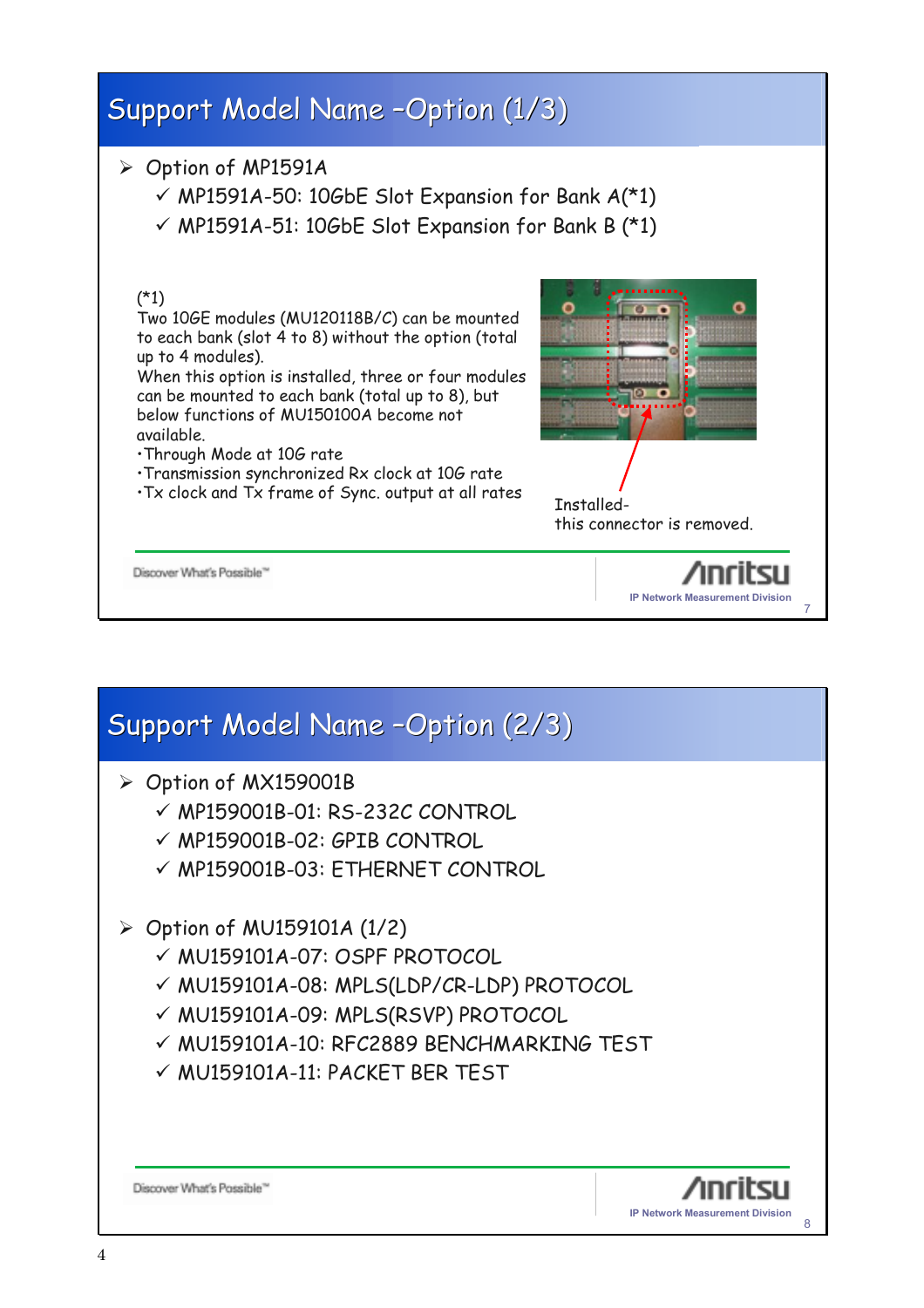## Support Model Name –Option (1/3)

- Option of MP1591A
  - ✓ MP1591A-50: 10GbE Slot Expansion for Bank A(*1)
  - ✓ MP1591A-51: 10GbE Slot Expansion for Bank B (*1)

(*1)
Two 10GE modules (MU120118B/C) can be mounted to each bank (slot 4 to 8) without the option (total up to 4 modules).
When this option is installed, three or four modules can be mounted to each bank (total up to 8), but below functions of MU150100A become not available.
・Through Mode at 10G rate
・Transmission synchronized Rx clock at 10G rate
・Tx clock and Tx frame of Sync. output at all rates

Installed-
this connector is removed.

## Support Model Name –Option (2/3)

- Option of MX159001B
  - ✓ MP159001B-01: RS-232C CONTROL
  - ✓ MP159001B-02: GPIB CONTROL
  - ✓ MP159001B-03: ETHERNET CONTROL

- Option of MU159101A (1/2)
  - ✓ MU159101A-07: OSPF PROTOCOL
  - ✓ MU159101A-08: MPLS(LDP/CR-LDP) PROTOCOL
  - ✓ MU159101A-09: MPLS(RSVP) PROTOCOL
  - ✓ MU159101A-10: RFC2889 BENCHMARKING TEST
  - ✓ MU159101A-11: PACKET BER TEST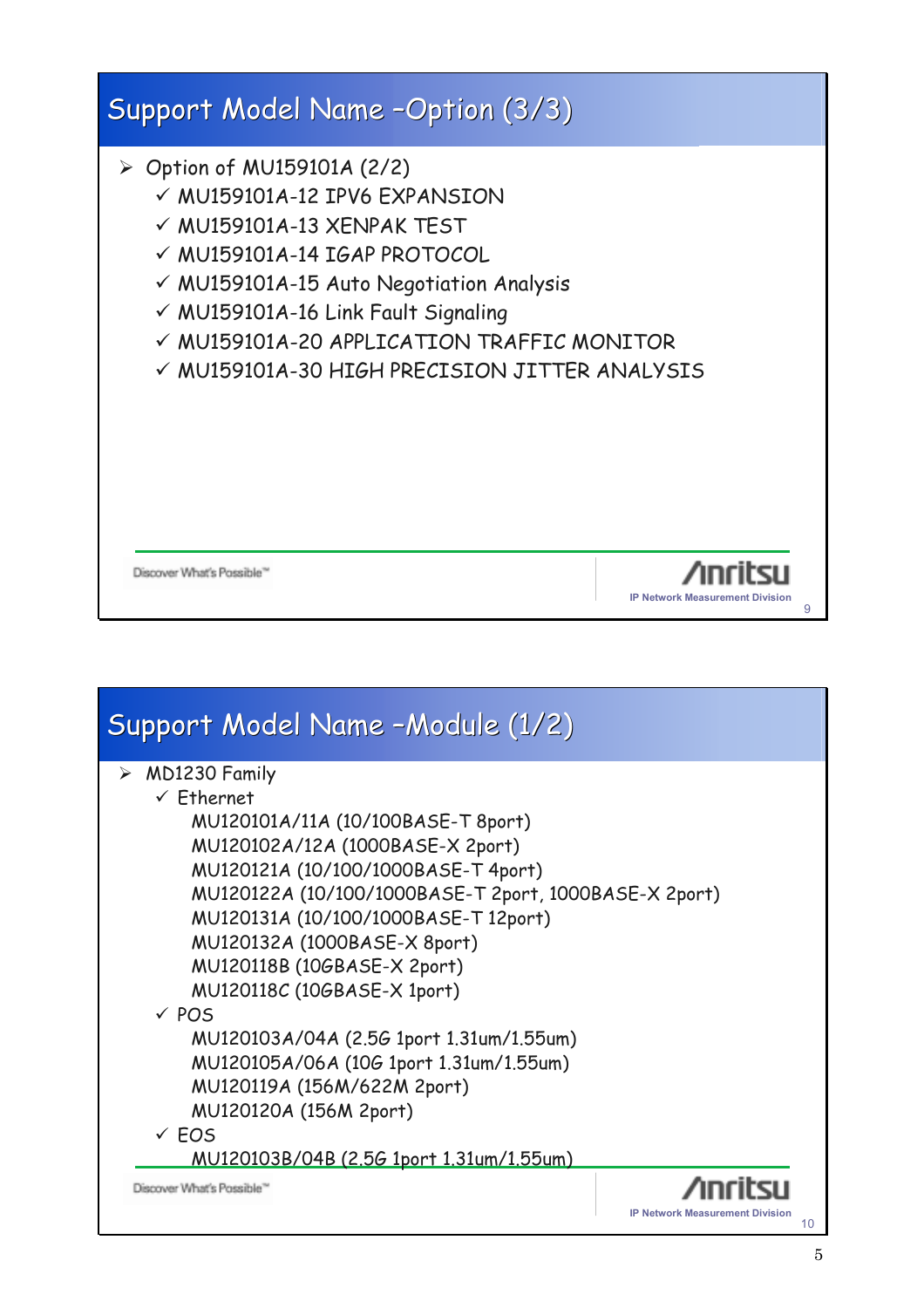## Support Model Name –Option (3/3)

- Option of MU159101A (2/2)
  - ✓ MU159101A-12 IPV6 EXPANSION
  - ✓ MU159101A-13 XENPAK TEST
  - ✓ MU159101A-14 IGAP PROTOCOL
  - ✓ MU159101A-15 Auto Negotiation Analysis
  - ✓ MU159101A-16 Link Fault Signaling
  - ✓ MU159101A-20 APPLICATION TRAFFIC MONITOR
  - ✓ MU159101A-30 HIGH PRECISION JITTER ANALYSIS

Discover What's Possible™

Anritsu
IP Network Measurement Division

## Support Model Name –Module (1/2)

- MD1230 Family
  - ✓ Ethernet
    - MU120101A/11A (10/100BASE-T 8port)
    - MU120102A/12A (1000BASE-X 2port)
    - MU120121A (10/100/1000BASE-T 4port)
    - MU120122A (10/100/1000BASE-T 2port, 1000BASE-X 2port)
    - MU120131A (10/100/1000BASE-T 12port)
    - MU120132A (1000BASE-X 8port)
    - MU120118B (10GBASE-X 2port)
    - MU120118C (10GBASE-X 1port)
  - ✓ POS
    - MU120103A/04A (2.5G 1port 1.31um/1.55um)
    - MU120105A/06A (10G 1port 1.31um/1.55um)
    - MU120119A (156M/622M 2port)
    - MU120120A (156M 2port)
  - ✓ EOS
    - MU120103B/04B (2.5G 1port 1.31um/1.55um)

Discover What's Possible™

Anritsu
IP Network Measurement Division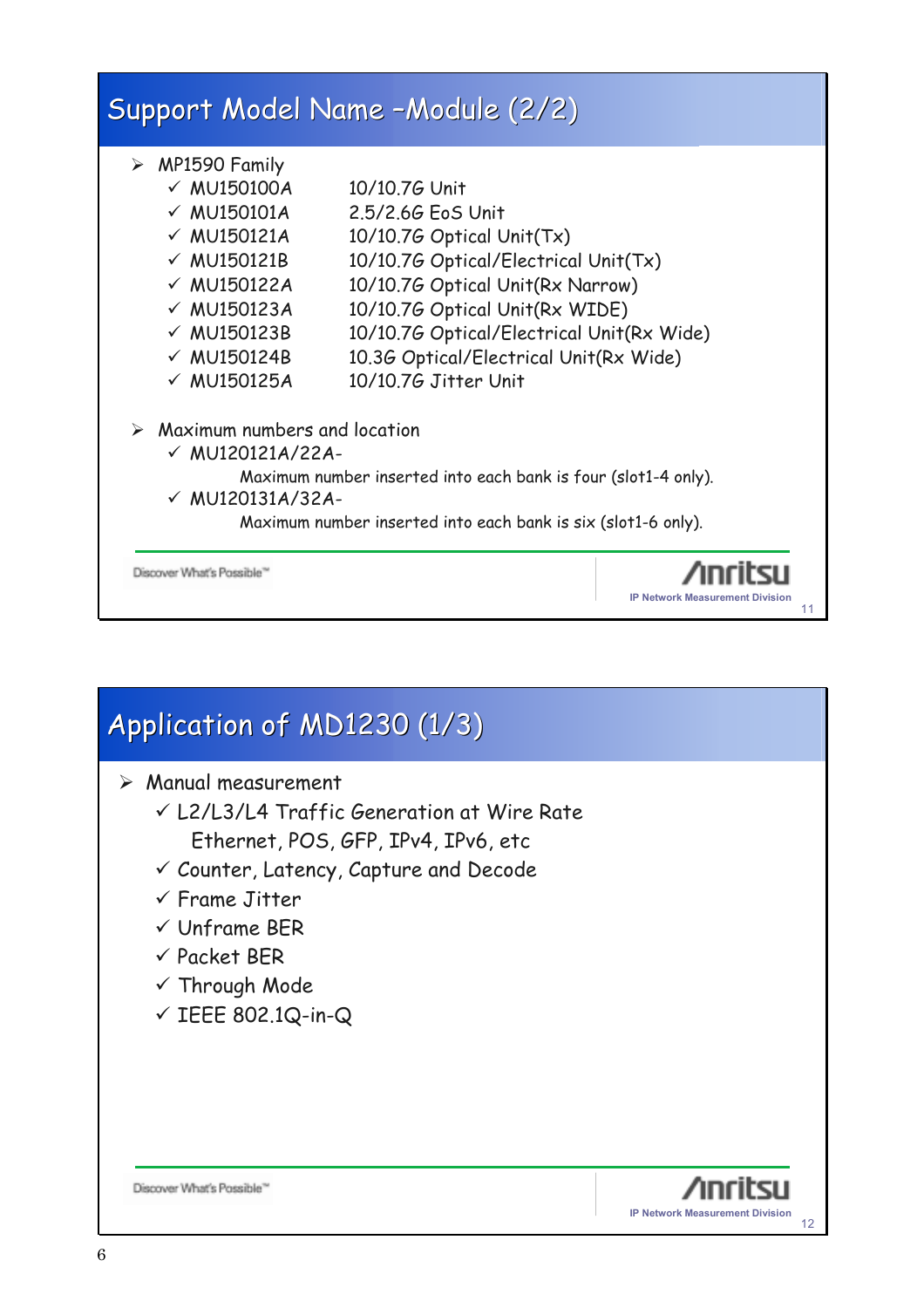## Support Model Name –Module (2/2)

- MP1590 Family
  - ✓ MU150100A 10/10.7G Unit
  - ✓ MU150101A 2.5/2.6G EoS Unit
  - ✓ MU150121A 10/10.7G Optical Unit(Tx)
  - ✓ MU150121B 10/10.7G Optical/Electrical Unit(Tx)
  - ✓ MU150122A 10/10.7G Optical Unit(Rx Narrow)
  - ✓ MU150123A 10/10.7G Optical Unit(Rx WIDE)
  - ✓ MU150123B 10/10.7G Optical/Electrical Unit(Rx Wide)
  - ✓ MU150124B 10.3G Optical/Electrical Unit(Rx Wide)
  - ✓ MU150125A 10/10.7G Jitter Unit
- Maximum numbers and location
  - ✓ MU120121A/22A-

    Maximum number inserted into each bank is four (slot1-4 only).
  - ✓ MU120131A/32A-

    Maximum number inserted into each bank is six (slot1-6 only).

## Application of MD1230 (1/3)

- Manual measurement
  - ✓ L2/L3/L4 Traffic Generation at Wire Rate

    Ethernet, POS, GFP, IPv4, IPv6, etc
  - ✓ Counter, Latency, Capture and Decode
  - ✓ Frame Jitter
  - ✓ Unframe BER
  - ✓ Packet BER
  - ✓ Through Mode
  - ✓ IEEE 802.1Q-in-Q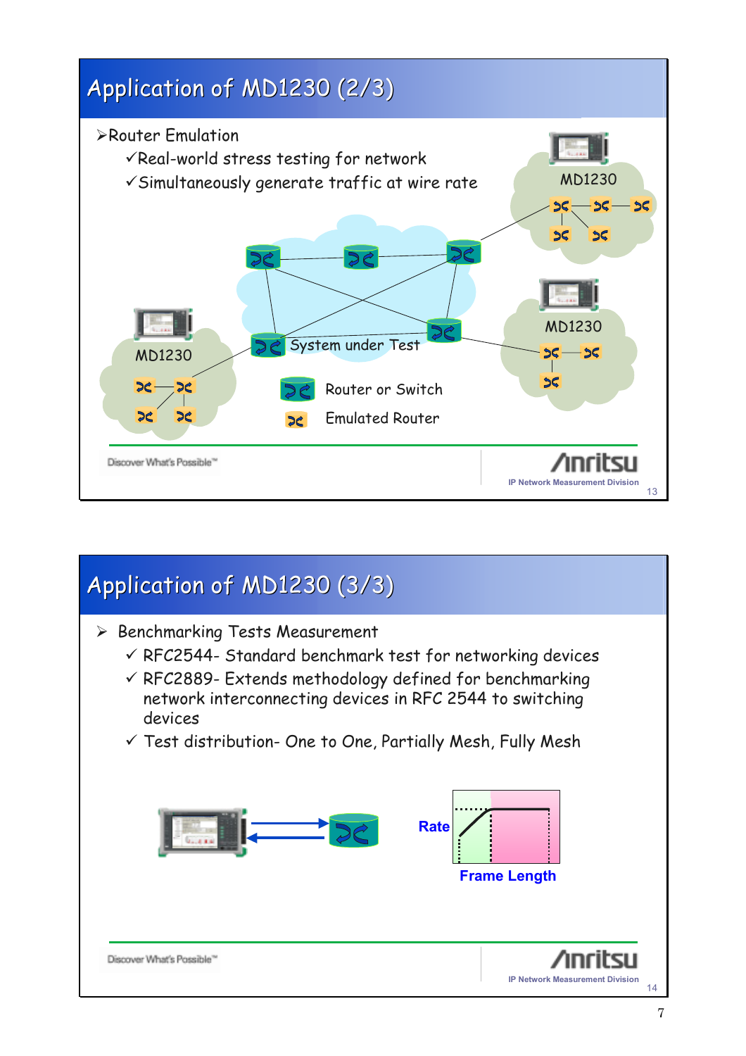## Application of MD1230 (2/3)

- Router Emulation
  - ✓ Real-world stress testing for network
  - ✓ Simultaneously generate traffic at wire rate

MD1230

MD1230

MD1230

System under Test

Router or Switch

Emulated Router

Discover What's Possible™

Anritsu

IP Network Measurement Division

## Application of MD1230 (3/3)

- Benchmarking Tests Measurement
  - ✓ RFC2544- Standard benchmark test for networking devices
  - ✓ RFC2889- Extends methodology defined for benchmarking network interconnecting devices in RFC 2544 to switching devices
  - ✓ Test distribution- One to One, Partially Mesh, Fully Mesh

**Rate**

**Frame Length**

Discover What's Possible™

Anritsu

IP Network Measurement Division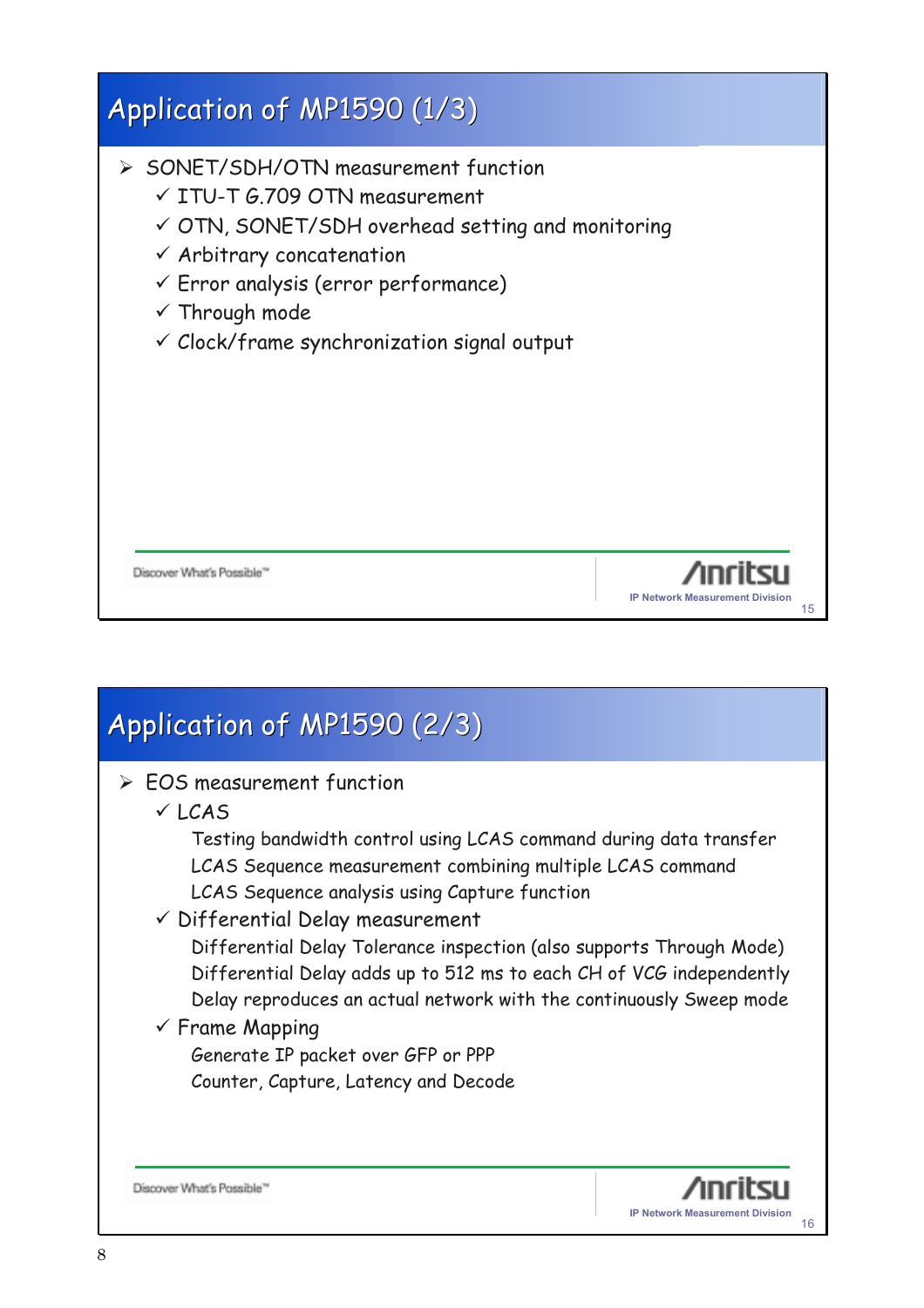# Application of MP1590 (1/3)

- SONET/SDH/OTN measurement function
  - ✓ ITU-T G.709 OTN measurement
  - ✓ OTN, SONET/SDH overhead setting and monitoring
  - ✓ Arbitrary concatenation
  - ✓ Error analysis (error performance)
  - ✓ Through mode
  - ✓ Clock/frame synchronization signal output

Discover What's Possible™

Anritsu
IP Network Measurement Division

# Application of MP1590 (2/3)

- EOS measurement function
  - ✓ LCAS
    - Testing bandwidth control using LCAS command during data transfer
    - LCAS Sequence measurement combining multiple LCAS command
    - LCAS Sequence analysis using Capture function
  - ✓ Differential Delay measurement
    - Differential Delay Tolerance inspection (also supports Through Mode)
    - Differential Delay adds up to 512 ms to each CH of VCG independently
    - Delay reproduces an actual network with the continuously Sweep mode
  - ✓ Frame Mapping
    - Generate IP packet over GFP or PPP
    - Counter, Capture, Latency and Decode

Discover What's Possible™

Anritsu
IP Network Measurement Division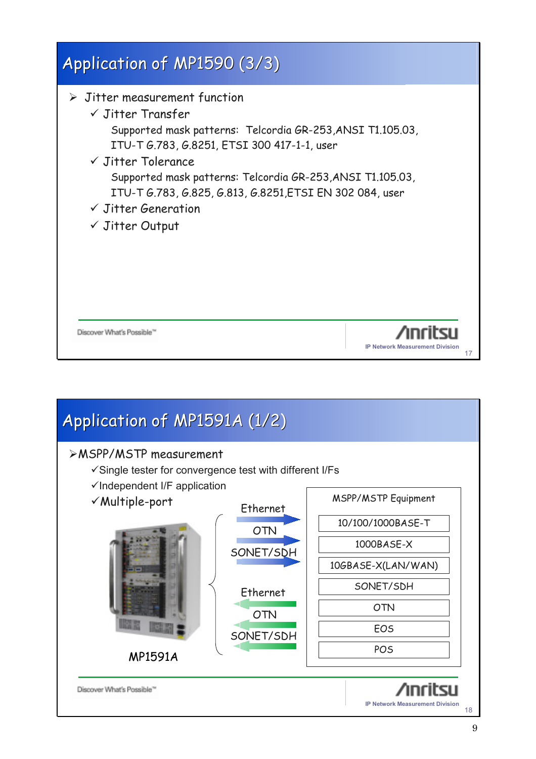# Application of MP1590 (3/3)

- Jitter measurement function
  - ✓ Jitter Transfer

    Supported mask patterns: Telcordia GR-253,ANSI T1.105.03, ITU-T G.783, G.8251, ETSI 300 417-1-1, user
  - ✓ Jitter Tolerance

    Supported mask patterns: Telcordia GR-253,ANSI T1.105.03, ITU-T G.783, G.825, G.813, G.8251,ETSI EN 302 084, user
  - ✓ Jitter Generation
  - ✓ Jitter Output

Discover What's Possible™

Anritsu

IP Network Measurement Division

# Application of MP1591A (1/2)

- MSPP/MSTP measurement
  - ✓ Single tester for convergence test with different I/Fs
  - ✓ Independent I/F application
  - ✓ Multiple-port

MP1591A

Ethernet
OTN
SONET/SDH

Ethernet
OTN
SONET/SDH

MSPP/MSTP Equipment

- 10/100/1000BASE-T
- 1000BASE-X
- 10GBASE-X(LAN/WAN)
- SONET/SDH
- OTN
- EOS
- POS

Discover What's Possible™

Anritsu

IP Network Measurement Division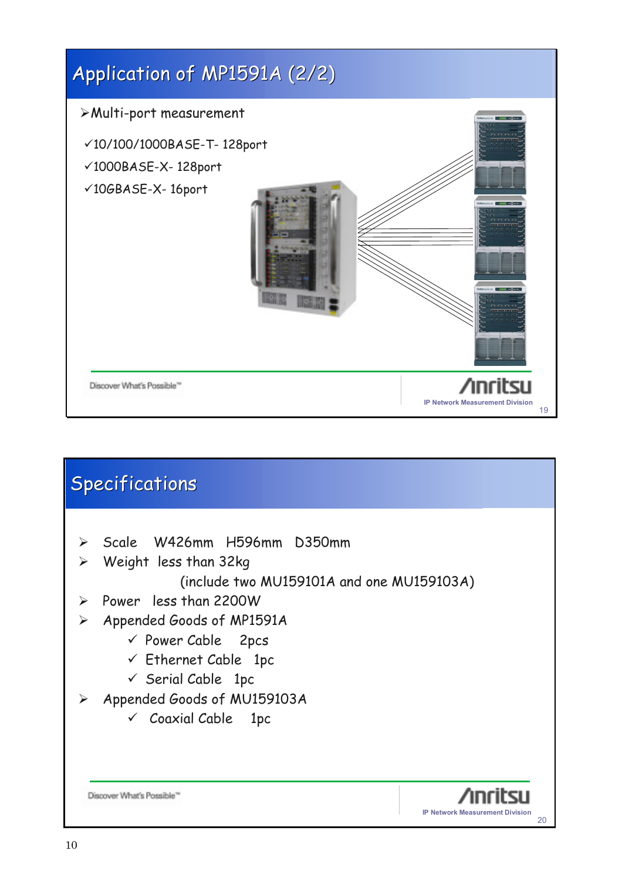## Application of MP1591A (2/2)

- Multi-port measurement
  - ✓10/100/1000BASE-T- 128port
  - ✓1000BASE-X- 128port
  - ✓10GBASE-X- 16port

Discover What's Possible™

Anritsu
IP Network Measurement Division

## Specifications

- Scale W426mm H596mm D350mm
- Weight less than 32kg
  (include two MU159101A and one MU159103A)
- Power less than 2200W
- Appended Goods of MP1591A
  - ✓ Power Cable 2pcs
  - ✓ Ethernet Cable 1pc
  - ✓ Serial Cable 1pc
- Appended Goods of MU159103A
  - ✓ Coaxial Cable 1pc

Discover What's Possible™

Anritsu
IP Network Measurement Division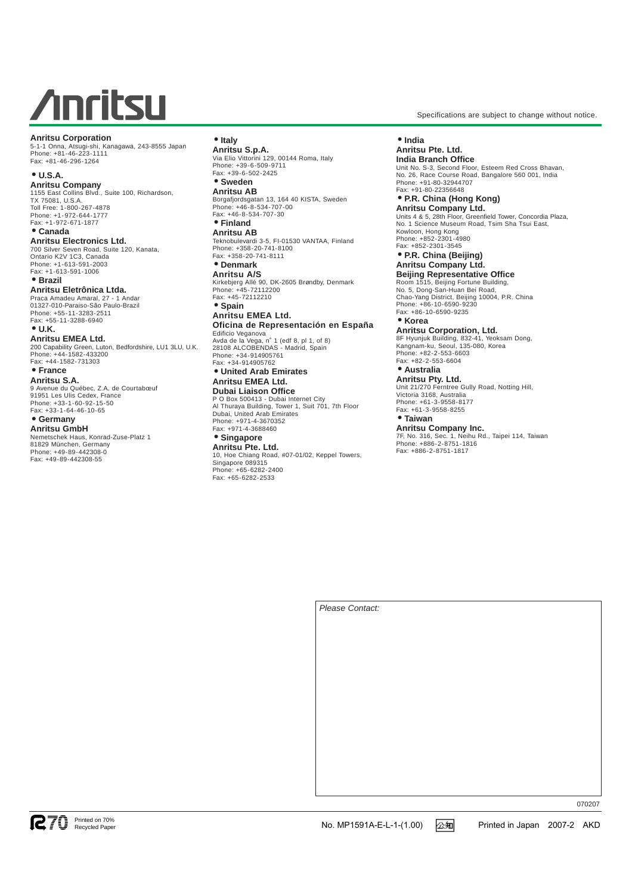Anritsu

Specifications are subject to change without notice.

**Anritsu Corporation**
5-1-1 Onna, Atsugi-shi, Kanagawa, 243-8555 Japan
Phone: +81-46-223-1111
Fax: +81-46-296-1264

**• U.S.A.**
**Anritsu Company**
1155 East Collins Blvd., Suite 100, Richardson, TX 75081, U.S.A.
Toll Free: 1-800-267-4878
Phone: +1-972-644-1777
Fax: +1-972-671-1877

**• Canada**
**Anritsu Electronics Ltd.**
700 Silver Seven Road, Suite 120, Kanata, Ontario K2V 1C3, Canada
Phone: +1-613-591-2003
Fax: +1-613-591-1006

**• Brazil**
**Anritsu Eletrônica Ltda.**
Praca Amadeu Amaral, 27 - 1 Andar
01327-010-Paraiso-São Paulo-Brazil
Phone: +55-11-3283-2511
Fax: +55-11-3288-6940

**• U.K.**
**Anritsu EMEA Ltd.**
200 Capability Green, Luton, Bedfordshire, LU1 3LU, U.K.
Phone: +44-1582-433200
Fax: +44-1582-731303

**• France**
**Anritsu S.A.**
9 Avenue du Québec, Z.A. de Courtabœuf
91951 Les Ulis Cedex, France
Phone: +33-1-60-92-15-50
Fax: +33-1-64-46-10-65

**• Germany**
**Anritsu GmbH**
Nemetschek Haus, Konrad-Zuse-Platz 1
81829 München, Germany
Phone: +49-89-442308-0
Fax: +49-89-442308-55

**• Italy**
**Anritsu S.p.A.**
Via Elio Vittorini 129, 00144 Roma, Italy
Phone: +39-6-509-9711
Fax: +39-6-502-2425

**• Sweden**
**Anritsu AB**
Borgafjordsgatan 13, 164 40 KISTA, Sweden
Phone: +46-8-534-707-00
Fax: +46-8-534-707-30

**• Finland**
**Anritsu AB**
Teknobulevardi 3-5, FI-01530 VANTAA, Finland
Phone: +358-20-741-8100
Fax: +358-20-741-8111

**• Denmark**
**Anritsu A/S**
Kirkebjerg Allé 90, DK-2605 Brøndby, Denmark
Phone: +45-72112200
Fax: +45-72112210

**• Spain**
**Anritsu EMEA Ltd.**
**Oficina de Representación en España**
Edificio Veganova
Avda de la Vega, n° 1 (edf 8, pl 1, of 8)
28108 ALCOBENDAS - Madrid, Spain
Phone: +34-914905761
Fax: +34-914905762

**• United Arab Emirates**
**Anritsu EMEA Ltd.**
**Dubai Liaison Office**
P O Box 500413 - Dubai Internet City
Al Thuraya Building, Tower 1, Suit 701, 7th Floor
Dubai, United Arab Emirates
Phone: +971-4-3670352
Fax: +971-4-3688460

**• Singapore**
**Anritsu Pte. Ltd.**
10, Hoe Chiang Road, #07-01/02, Keppel Towers, Singapore 089315
Phone: +65-6282-2400
Fax: +65-6282-2533

**• India**
**Anritsu Pte. Ltd.**
**India Branch Office**
Unit No. S-3, Second Floor, Esteem Red Cross Bhavan, No. 26, Race Course Road, Bangalore 560 001, India
Phone: +91-80-32944707
Fax: +91-80-22356648

**• P.R. China (Hong Kong)**
**Anritsu Company Ltd.**
Units 4 & 5, 28th Floor, Greenfield Tower, Concordia Plaza, No. 1 Science Museum Road, Tsim Sha Tsui East, Kowloon, Hong Kong
Phone: +852-2301-4980
Fax: +852-2301-3545

**• P.R. China (Beijing)**
**Anritsu Company Ltd.**
**Beijing Representative Office**
Room 1515, Beijing Fortune Building,
No. 5, Dong-San-Huan Bei Road,
Chao-Yang District, Beijing 10004, P.R. China
Phone: +86-10-6590-9230
Fax: +86-10-6590-9235

**• Korea**
**Anritsu Corporation, Ltd.**
8F Hyunjuk Building, 832-41, Yeoksam Dong, Kangnam-ku, Seoul, 135-080, Korea
Phone: +82-2-553-6603
Fax: +82-2-553-6604

**• Australia**
**Anritsu Pty. Ltd.**
Unit 21/270 Ferntree Gully Road, Notting Hill, Victoria 3168, Australia
Phone: +61-3-9558-8177
Fax: +61-3-9558-8255

**• Taiwan**
**Anritsu Company Inc.**
7F, No. 316, Sec. 1, Neihu Rd., Taipei 114, Taiwan
Phone: +886-2-8751-1816
Fax: +886-2-8751-1817

*Please Contact:*

070207

R70 Printed on 70% Recycled Paper

No. MP1591A-E-L-1-(1.00) 公知 Printed in Japan 2007-2 AKD